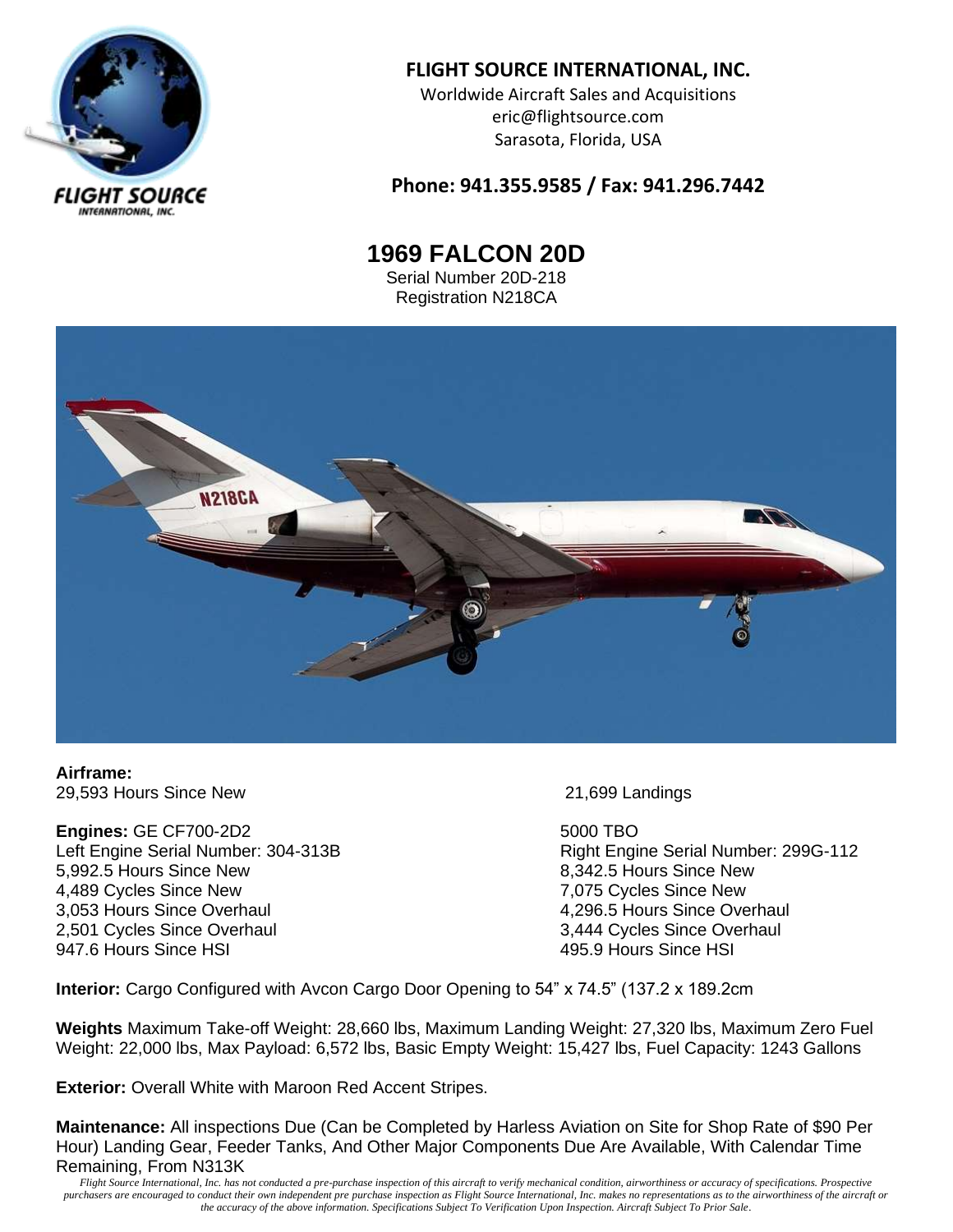**FLIGHT SOURCE INTERNATIONAL, INC.**
Worldwide Aircraft Sales and Acquisitions
eric@flightsource.com
Sarasota, Florida, USA

**Phone: 941.355.9585 / Fax: 941.296.7442**

# 1969 FALCON 20D

Serial Number 20D-218
Registration N218CA

**Airframe:**
29,593 Hours Since New
21,699 Landings

**Engines:** GE CF700-2D2
5000 TBO

| Left Engine | Right Engine |
|---|---|
| Left Engine Serial Number: 304-313B | Right Engine Serial Number: 299G-112 |
| 5,992.5 Hours Since New | 8,342.5 Hours Since New |
| 4,489 Cycles Since New | 7,075 Cycles Since New |
| 3,053 Hours Since Overhaul | 4,296.5 Hours Since Overhaul |
| 2,501 Cycles Since Overhaul | 3,444 Cycles Since Overhaul |
| 947.6 Hours Since HSI | 495.9 Hours Since HSI |

**Interior:** Cargo Configured with Avcon Cargo Door Opening to 54" x 74.5" (137.2 x 189.2cm

**Weights** Maximum Take-off Weight: 28,660 lbs, Maximum Landing Weight: 27,320 lbs, Maximum Zero Fuel Weight: 22,000 lbs, Max Payload: 6,572 lbs, Basic Empty Weight: 15,427 lbs, Fuel Capacity: 1243 Gallons

**Exterior:** Overall White with Maroon Red Accent Stripes.

**Maintenance:** All inspections Due (Can be Completed by Harless Aviation on Site for Shop Rate of $90 Per Hour) Landing Gear, Feeder Tanks, And Other Major Components Due Are Available, With Calendar Time Remaining, From N313K

*Flight Source International, Inc. has not conducted a pre-purchase inspection of this aircraft to verify mechanical condition, airworthiness or accuracy of specifications. Prospective purchasers are encouraged to conduct their own independent pre purchase inspection as Flight Source International, Inc. makes no representations as to the airworthiness of the aircraft or the accuracy of the above information. Specifications Subject To Verification Upon Inspection. Aircraft Subject To Prior Sale.*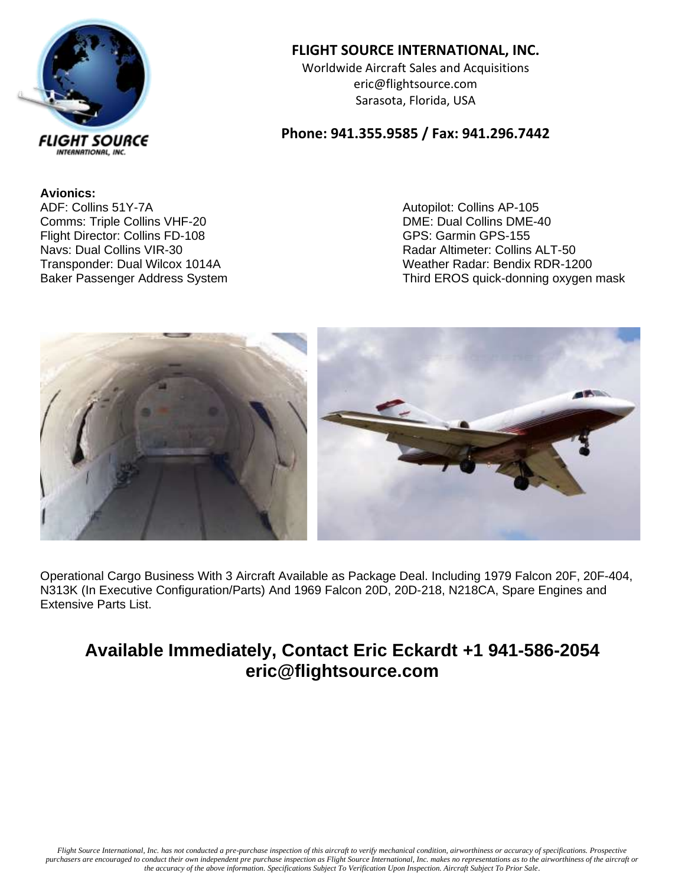**FLIGHT SOURCE INTERNATIONAL, INC.**
Worldwide Aircraft Sales and Acquisitions
eric@flightsource.com
Sarasota, Florida, USA

**Phone: 941.355.9585 / Fax: 941.296.7442**

**Avionics:**

ADF: Collins 51Y-7A
Comms: Triple Collins VHF-20
Flight Director: Collins FD-108
Navs: Dual Collins VIR-30
Transponder: Dual Wilcox 1014A
Baker Passenger Address System

Autopilot: Collins AP-105
DME: Dual Collins DME-40
GPS: Garmin GPS-155
Radar Altimeter: Collins ALT-50
Weather Radar: Bendix RDR-1200
Third EROS quick-donning oxygen mask

Operational Cargo Business With 3 Aircraft Available as Package Deal. Including 1979 Falcon 20F, 20F-404, N313K (In Executive Configuration/Parts) And 1969 Falcon 20D, 20D-218, N218CA, Spare Engines and Extensive Parts List.

## Available Immediately, Contact Eric Eckardt +1 941-586-2054 eric@flightsource.com

*Flight Source International, Inc. has not conducted a pre-purchase inspection of this aircraft to verify mechanical condition, airworthiness or accuracy of specifications. Prospective purchasers are encouraged to conduct their own independent pre purchase inspection as Flight Source International, Inc. makes no representations as to the airworthiness of the aircraft or the accuracy of the above information. Specifications Subject To Verification Upon Inspection. Aircraft Subject To Prior Sale.*